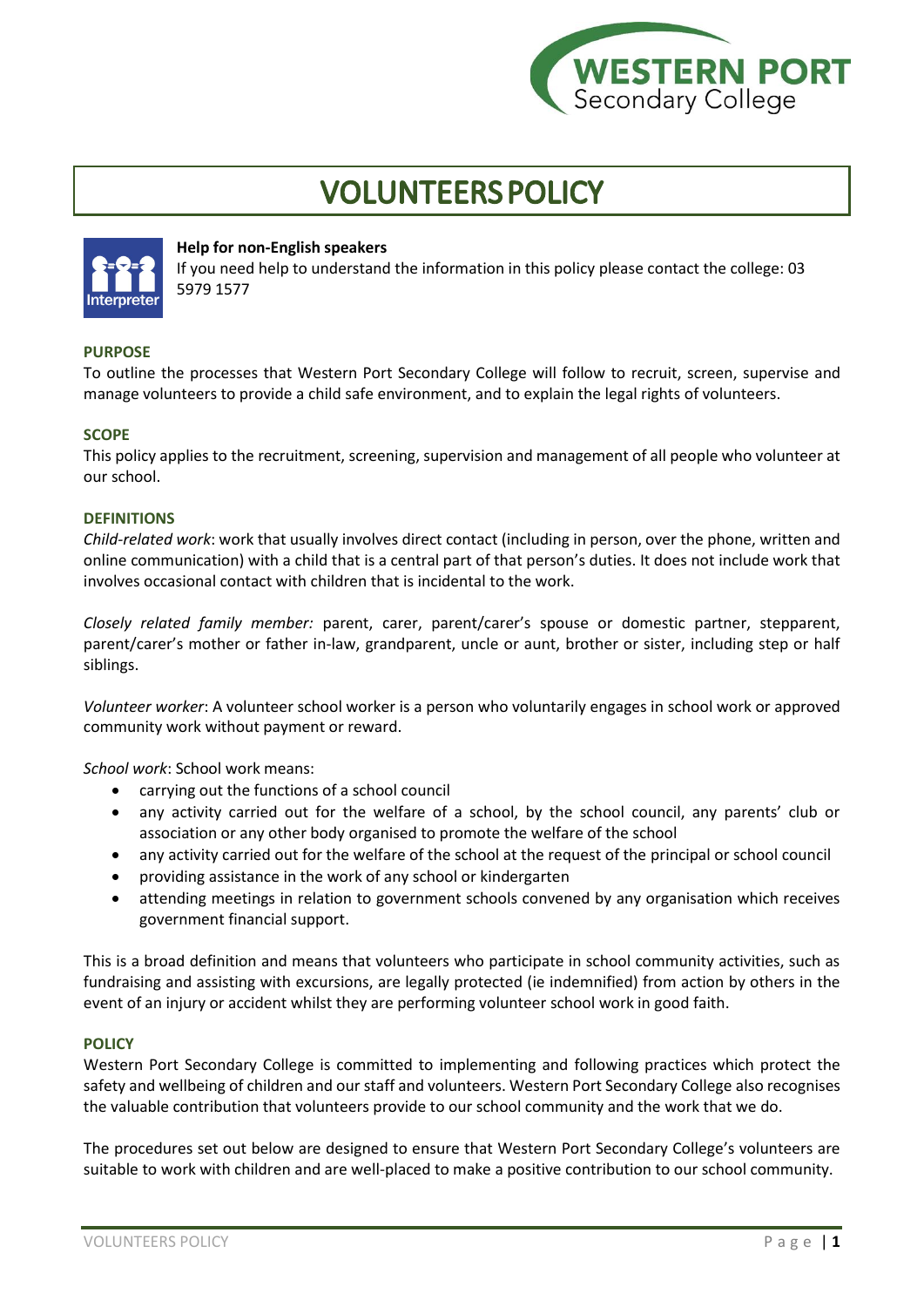# VOLUNTEERS POLICY

**Help for non-English speakers**
If you need help to understand the information in this policy please contact the college: 03 5979 1577

## PURPOSE

To outline the processes that Western Port Secondary College will follow to recruit, screen, supervise and manage volunteers to provide a child safe environment, and to explain the legal rights of volunteers.

## SCOPE

This policy applies to the recruitment, screening, supervision and management of all people who volunteer at our school.

## DEFINITIONS

*Child-related work*: work that usually involves direct contact (including in person, over the phone, written and online communication) with a child that is a central part of that person's duties. It does not include work that involves occasional contact with children that is incidental to the work.

*Closely related family member:* parent, carer, parent/carer's spouse or domestic partner, stepparent, parent/carer's mother or father in-law, grandparent, uncle or aunt, brother or sister, including step or half siblings.

*Volunteer worker*: A volunteer school worker is a person who voluntarily engages in school work or approved community work without payment or reward.

*School work*: School work means:

- carrying out the functions of a school council
- any activity carried out for the welfare of a school, by the school council, any parents' club or association or any other body organised to promote the welfare of the school
- any activity carried out for the welfare of the school at the request of the principal or school council
- providing assistance in the work of any school or kindergarten
- attending meetings in relation to government schools convened by any organisation which receives government financial support.

This is a broad definition and means that volunteers who participate in school community activities, such as fundraising and assisting with excursions, are legally protected (ie indemnified) from action by others in the event of an injury or accident whilst they are performing volunteer school work in good faith.

## POLICY

Western Port Secondary College is committed to implementing and following practices which protect the safety and wellbeing of children and our staff and volunteers. Western Port Secondary College also recognises the valuable contribution that volunteers provide to our school community and the work that we do.

The procedures set out below are designed to ensure that Western Port Secondary College's volunteers are suitable to work with children and are well-placed to make a positive contribution to our school community.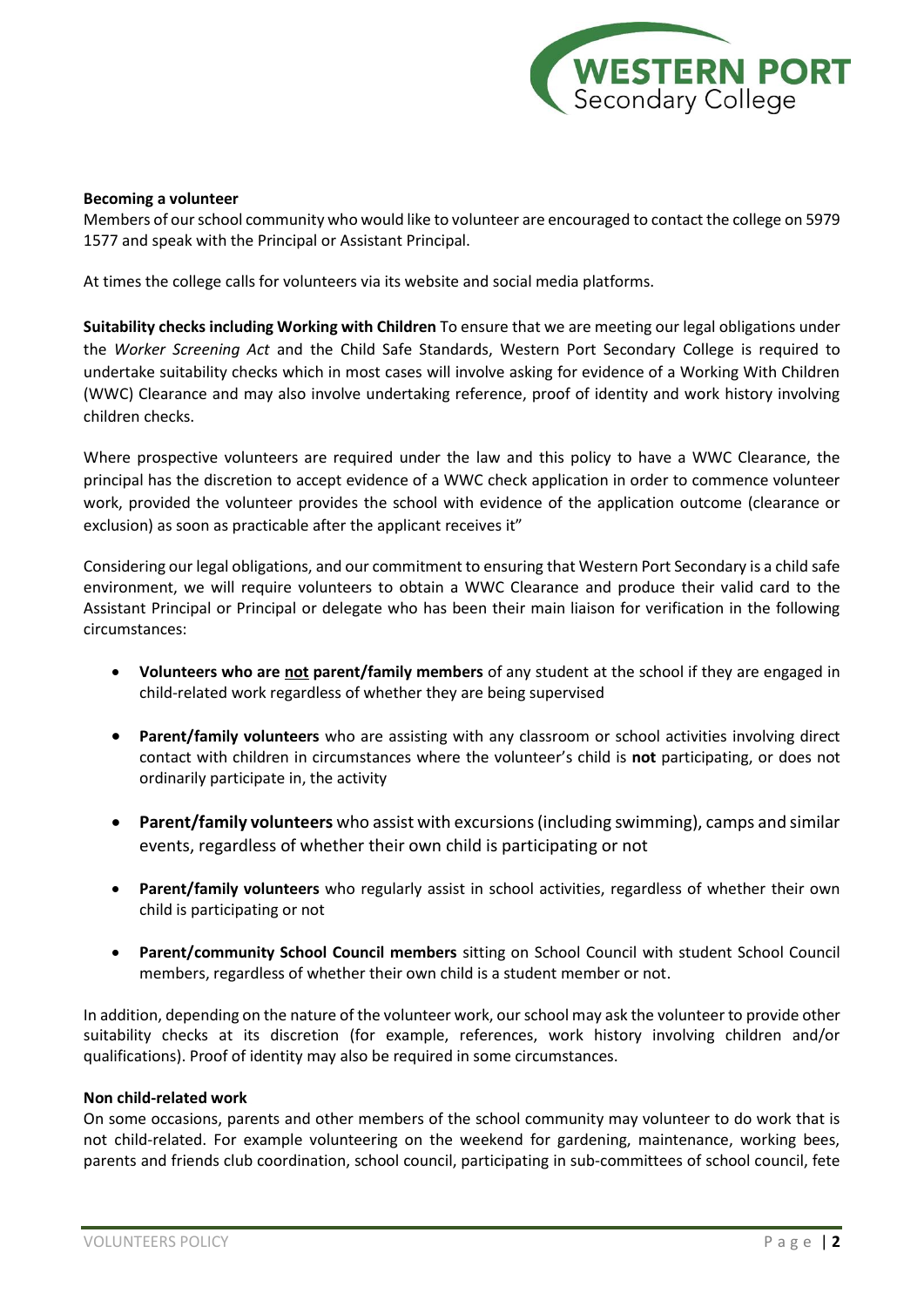**Becoming a volunteer**
Members of our school community who would like to volunteer are encouraged to contact the college on 5979 1577 and speak with the Principal or Assistant Principal.

At times the college calls for volunteers via its website and social media platforms.

**Suitability checks including Working with Children** To ensure that we are meeting our legal obligations under the *Worker Screening Act* and the Child Safe Standards, Western Port Secondary College is required to undertake suitability checks which in most cases will involve asking for evidence of a Working With Children (WWC) Clearance and may also involve undertaking reference, proof of identity and work history involving children checks.

Where prospective volunteers are required under the law and this policy to have a WWC Clearance, the principal has the discretion to accept evidence of a WWC check application in order to commence volunteer work, provided the volunteer provides the school with evidence of the application outcome (clearance or exclusion) as soon as practicable after the applicant receives it"

Considering our legal obligations, and our commitment to ensuring that Western Port Secondary is a child safe environment, we will require volunteers to obtain a WWC Clearance and produce their valid card to the Assistant Principal or Principal or delegate who has been their main liaison for verification in the following circumstances:

- **Volunteers who are <u>not</u> parent/family members** of any student at the school if they are engaged in child-related work regardless of whether they are being supervised
- **Parent/family volunteers** who are assisting with any classroom or school activities involving direct contact with children in circumstances where the volunteer's child is **not** participating, or does not ordinarily participate in, the activity
- **Parent/family volunteers** who assist with excursions (including swimming), camps and similar events, regardless of whether their own child is participating or not
- **Parent/family volunteers** who regularly assist in school activities, regardless of whether their own child is participating or not
- **Parent/community School Council members** sitting on School Council with student School Council members, regardless of whether their own child is a student member or not.

In addition, depending on the nature of the volunteer work, our school may ask the volunteer to provide other suitability checks at its discretion (for example, references, work history involving children and/or qualifications). Proof of identity may also be required in some circumstances.

**Non child-related work**
On some occasions, parents and other members of the school community may volunteer to do work that is not child-related. For example volunteering on the weekend for gardening, maintenance, working bees, parents and friends club coordination, school council, participating in sub-committees of school council, fete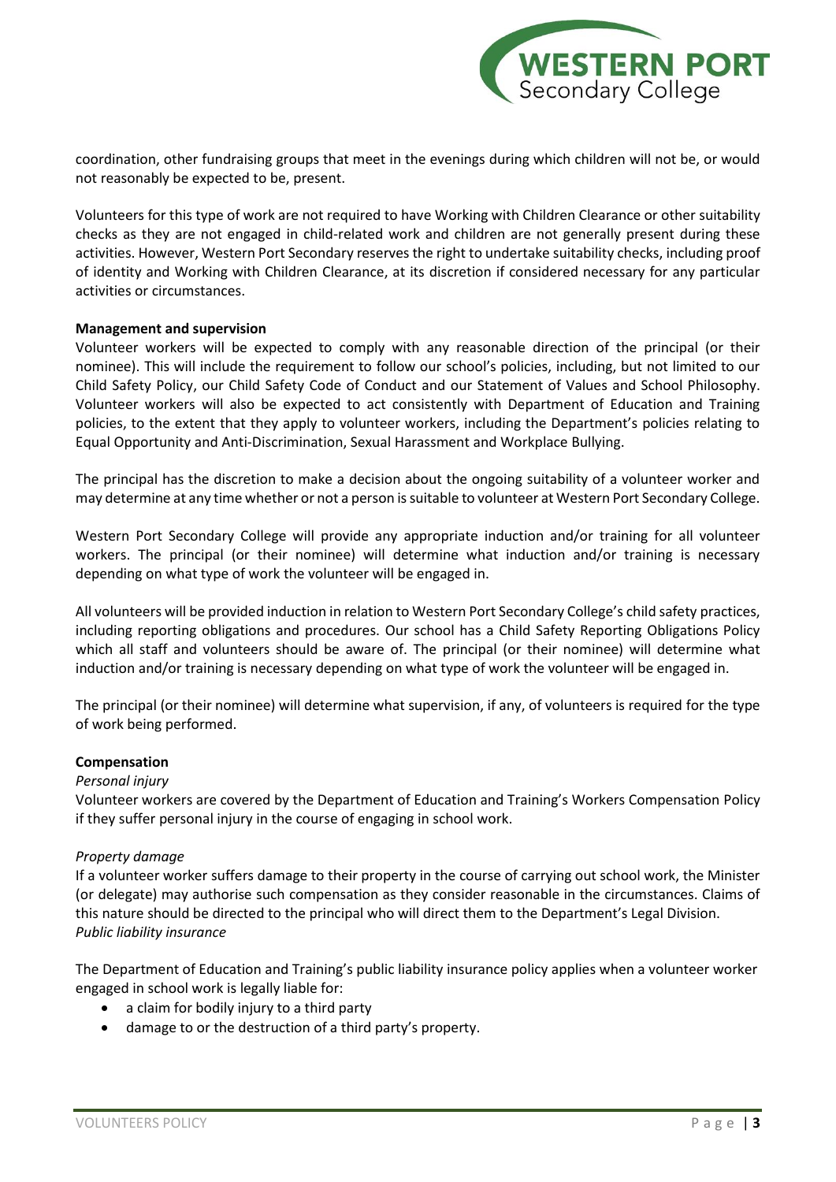coordination, other fundraising groups that meet in the evenings during which children will not be, or would not reasonably be expected to be, present.

Volunteers for this type of work are not required to have Working with Children Clearance or other suitability checks as they are not engaged in child-related work and children are not generally present during these activities. However, Western Port Secondary reserves the right to undertake suitability checks, including proof of identity and Working with Children Clearance, at its discretion if considered necessary for any particular activities or circumstances.

**Management and supervision**

Volunteer workers will be expected to comply with any reasonable direction of the principal (or their nominee). This will include the requirement to follow our school's policies, including, but not limited to our Child Safety Policy, our Child Safety Code of Conduct and our Statement of Values and School Philosophy. Volunteer workers will also be expected to act consistently with Department of Education and Training policies, to the extent that they apply to volunteer workers, including the Department's policies relating to Equal Opportunity and Anti-Discrimination, Sexual Harassment and Workplace Bullying.

The principal has the discretion to make a decision about the ongoing suitability of a volunteer worker and may determine at any time whether or not a person is suitable to volunteer at Western Port Secondary College.

Western Port Secondary College will provide any appropriate induction and/or training for all volunteer workers. The principal (or their nominee) will determine what induction and/or training is necessary depending on what type of work the volunteer will be engaged in.

All volunteers will be provided induction in relation to Western Port Secondary College's child safety practices, including reporting obligations and procedures. Our school has a Child Safety Reporting Obligations Policy which all staff and volunteers should be aware of. The principal (or their nominee) will determine what induction and/or training is necessary depending on what type of work the volunteer will be engaged in.

The principal (or their nominee) will determine what supervision, if any, of volunteers is required for the type of work being performed.

**Compensation**

*Personal injury*

Volunteer workers are covered by the Department of Education and Training's Workers Compensation Policy if they suffer personal injury in the course of engaging in school work.

*Property damage*

If a volunteer worker suffers damage to their property in the course of carrying out school work, the Minister (or delegate) may authorise such compensation as they consider reasonable in the circumstances. Claims of this nature should be directed to the principal who will direct them to the Department's Legal Division.

*Public liability insurance*

The Department of Education and Training's public liability insurance policy applies when a volunteer worker engaged in school work is legally liable for:

- a claim for bodily injury to a third party
- damage to or the destruction of a third party's property.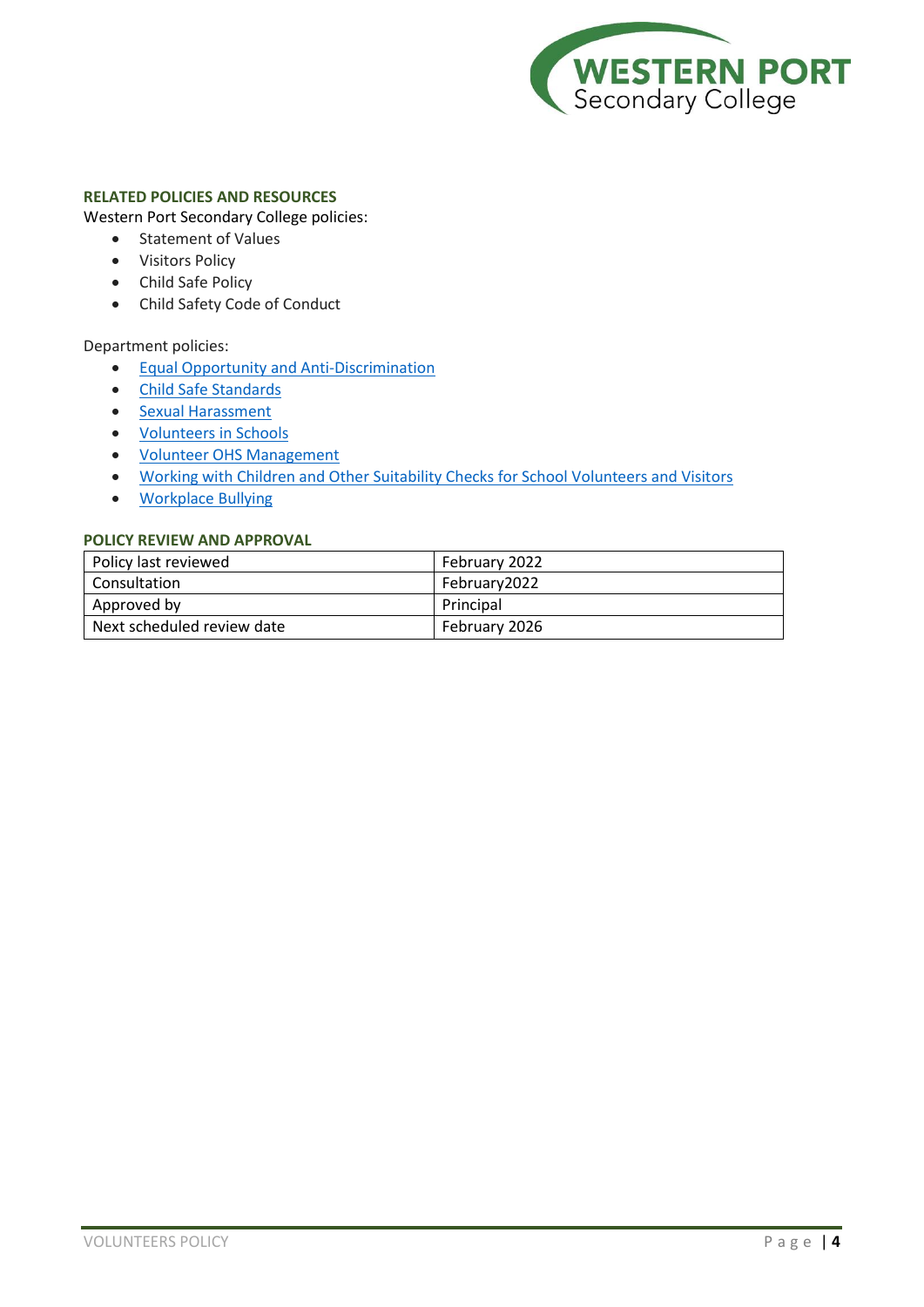## RELATED POLICIES AND RESOURCES

Western Port Secondary College policies:

- Statement of Values
- Visitors Policy
- Child Safe Policy
- Child Safety Code of Conduct

Department policies:

- Equal Opportunity and Anti-Discrimination
- Child Safe Standards
- Sexual Harassment
- Volunteers in Schools
- Volunteer OHS Management
- Working with Children and Other Suitability Checks for School Volunteers and Visitors
- Workplace Bullying

## POLICY REVIEW AND APPROVAL

| | |
|---|---|
| Policy last reviewed | February 2022 |
| Consultation | February2022 |
| Approved by | Principal |
| Next scheduled review date | February 2026 |